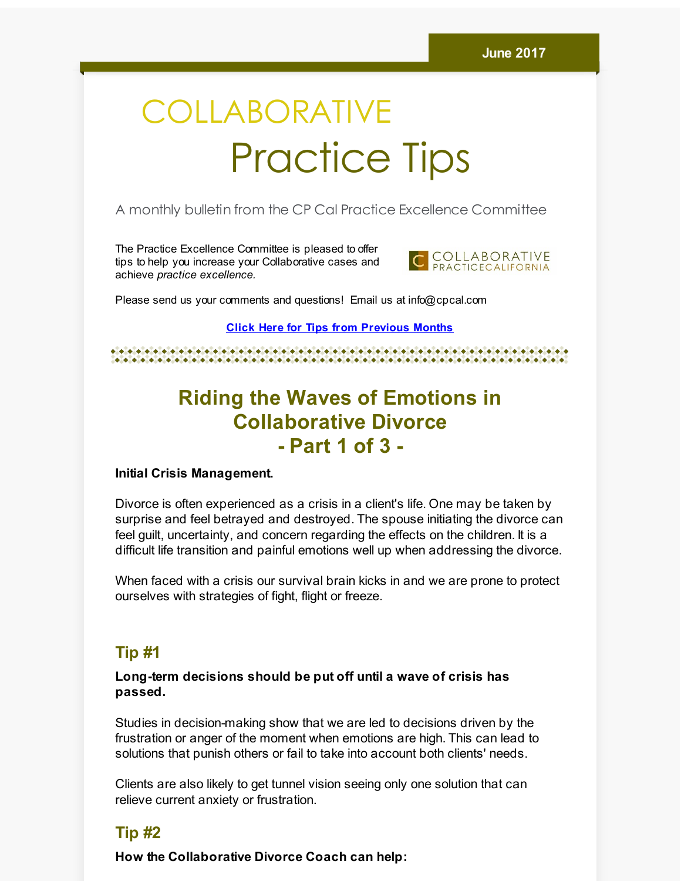June 2017

# COLLABORATIVE Practice Tips

A monthly bulletin from the CP Cal Practice Excellence Committee

The Practice Excellence Committee is pleased to offer tips to help you increase your Collaborative cases and achieve *practice excellence.*

COLLABORATIVE PRACTICECALIFORNIA

Please send us your comments and questions! Email us at info@cpcal.com

**Click Here for Tips from Previous Months**

## Riding the Waves of Emotions in Collaborative Divorce - Part 1 of 3 -

**Initial Crisis Management.**

Divorce is often experienced as a crisis in a client's life. One may be taken by surprise and feel betrayed and destroyed. The spouse initiating the divorce can feel guilt, uncertainty, and concern regarding the effects on the children. It is a difficult life transition and painful emotions well up when addressing the divorce.

When faced with a crisis our survival brain kicks in and we are prone to protect ourselves with strategies of fight, flight or freeze.

### Tip #1

**Long-term decisions should be put off until a wave of crisis has passed.**

Studies in decision-making show that we are led to decisions driven by the frustration or anger of the moment when emotions are high. This can lead to solutions that punish others or fail to take into account both clients' needs.

Clients are also likely to get tunnel vision seeing only one solution that can relieve current anxiety or frustration.

### Tip #2

**How the Collaborative Divorce Coach can help:**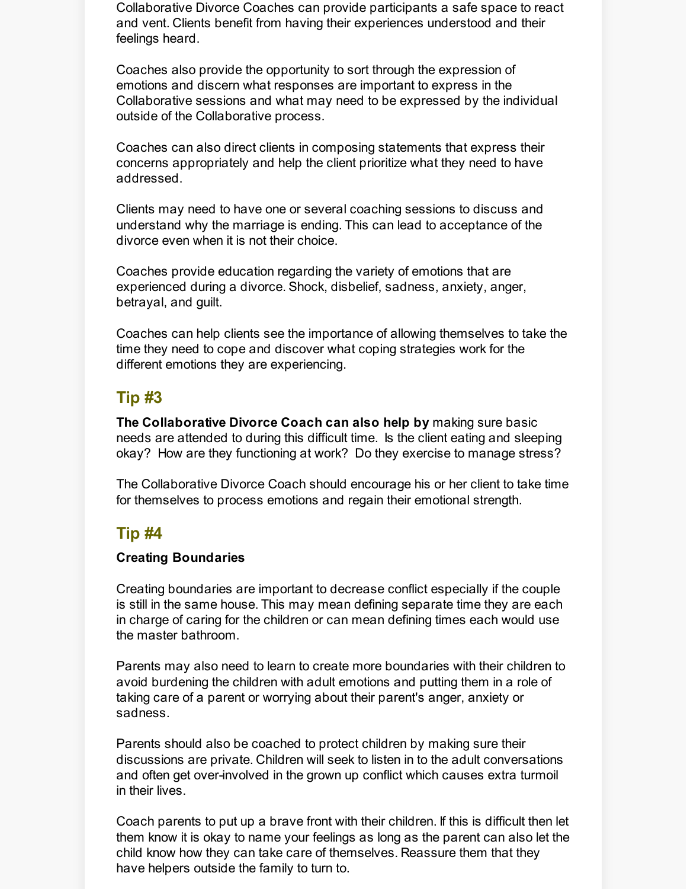Collaborative Divorce Coaches can provide participants a safe space to react and vent. Clients benefit from having their experiences understood and their feelings heard.

Coaches also provide the opportunity to sort through the expression of emotions and discern what responses are important to express in the Collaborative sessions and what may need to be expressed by the individual outside of the Collaborative process.

Coaches can also direct clients in composing statements that express their concerns appropriately and help the client prioritize what they need to have addressed.

Clients may need to have one or several coaching sessions to discuss and understand why the marriage is ending. This can lead to acceptance of the divorce even when it is not their choice.

Coaches provide education regarding the variety of emotions that are experienced during a divorce. Shock, disbelief, sadness, anxiety, anger, betrayal, and guilt.

Coaches can help clients see the importance of allowing themselves to take the time they need to cope and discover what coping strategies work for the different emotions they are experiencing.

## Tip #3

**The Collaborative Divorce Coach can also help by** making sure basic needs are attended to during this difficult time. Is the client eating and sleeping okay? How are they functioning at work? Do they exercise to manage stress?

The Collaborative Divorce Coach should encourage his or her client to take time for themselves to process emotions and regain their emotional strength.

## Tip #4

**Creating Boundaries**

Creating boundaries are important to decrease conflict especially if the couple is still in the same house. This may mean defining separate time they are each in charge of caring for the children or can mean defining times each would use the master bathroom.

Parents may also need to learn to create more boundaries with their children to avoid burdening the children with adult emotions and putting them in a role of taking care of a parent or worrying about their parent's anger, anxiety or sadness.

Parents should also be coached to protect children by making sure their discussions are private. Children will seek to listen in to the adult conversations and often get over-involved in the grown up conflict which causes extra turmoil in their lives.

Coach parents to put up a brave front with their children. If this is difficult then let them know it is okay to name your feelings as long as the parent can also let the child know how they can take care of themselves. Reassure them that they have helpers outside the family to turn to.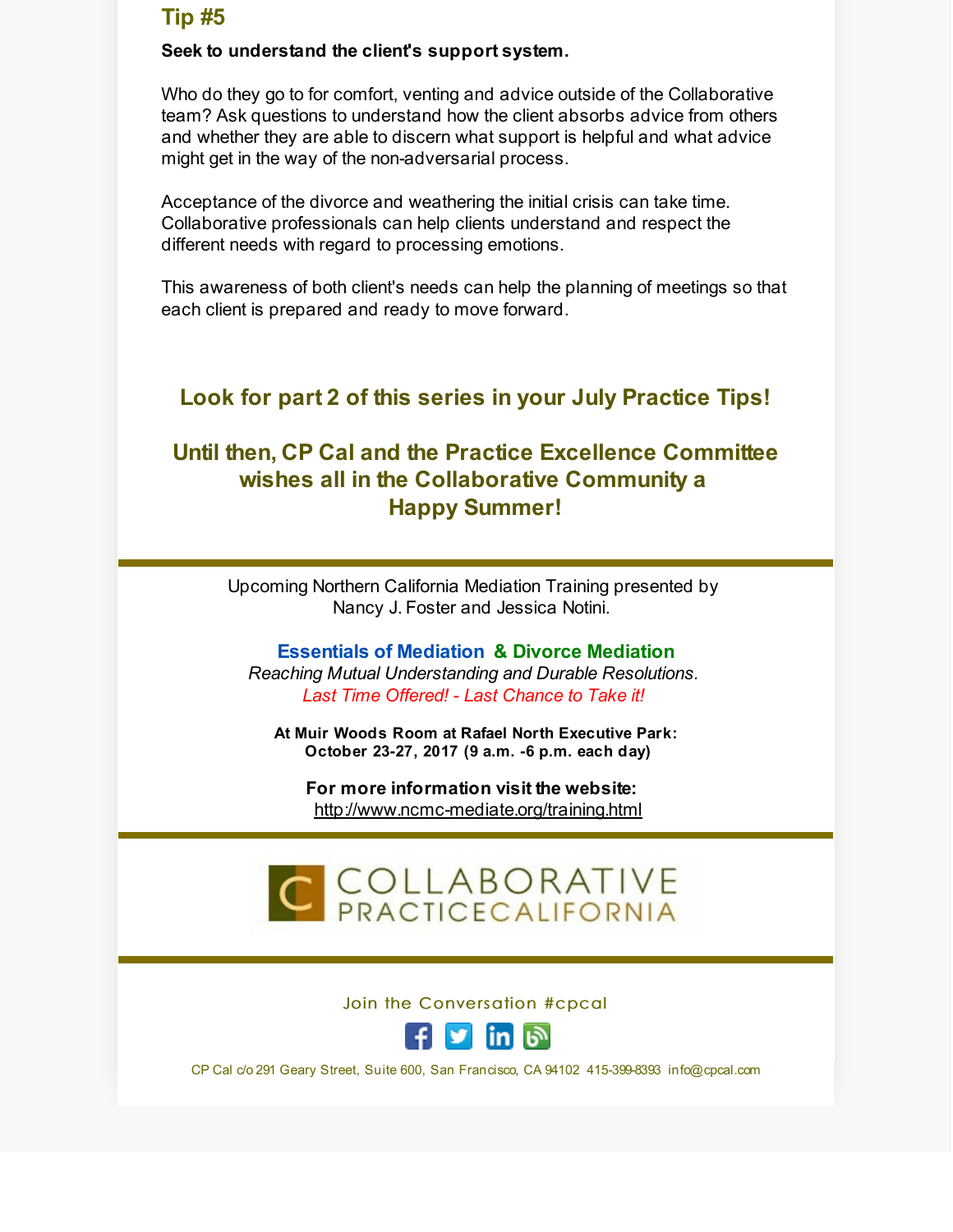## Tip #5

**Seek to understand the client's support system.**

Who do they go to for comfort, venting and advice outside of the Collaborative team? Ask questions to understand how the client absorbs advice from others and whether they are able to discern what support is helpful and what advice might get in the way of the non-adversarial process.

Acceptance of the divorce and weathering the initial crisis can take time. Collaborative professionals can help clients understand and respect the different needs with regard to processing emotions.

This awareness of both client's needs can help the planning of meetings so that each client is prepared and ready to move forward.

**Look for part 2 of this series in your July Practice Tips!**

**Until then, CP Cal and the Practice Excellence Committee wishes all in the Collaborative Community a Happy Summer!**

---

Upcoming Northern California Mediation Training presented by Nancy J. Foster and Jessica Notini.

**Essentials of Mediation & Divorce Mediation**

*Reaching Mutual Understanding and Durable Resolutions.*

*Last Time Offered! - Last Chance to Take it!*

**At Muir Woods Room at Rafael North Executive Park: October 23-27, 2017 (9 a.m. -6 p.m. each day)**

**For more information visit the website:**
http://www.ncmc-mediate.org/training.html

---

COLLABORATIVE PRACTICECALIFORNIA

---

Join the Conversation #cpcal

CP Cal c/o 291 Geary Street, Suite 600, San Francisco, CA 94102 415-399-8393 info@cpcal.com